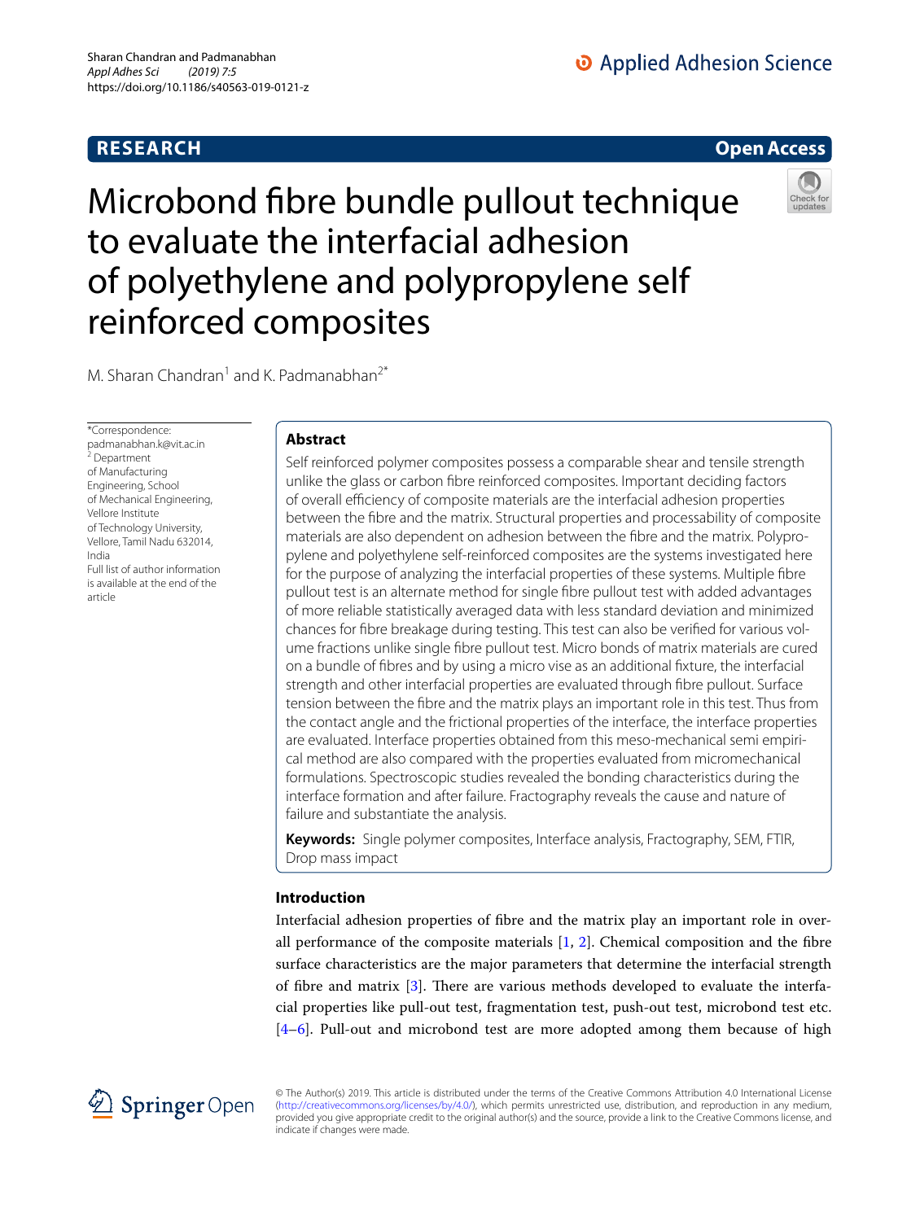# Microbond fibre bundle pullout technique to evaluate the interfacial adhesion of polyethylene and polypropylene self reinforced composites

M. Sharan Chandran[1] and K. Padmanabhan[2*]

*Correspondence: padmanabhan.k@vit.ac.in
[2] Department of Manufacturing Engineering, School of Mechanical Engineering, Vellore Institute of Technology University, Vellore, Tamil Nadu 632014, India
Full list of author information is available at the end of the article

## Abstract

Self reinforced polymer composites possess a comparable shear and tensile strength unlike the glass or carbon fibre reinforced composites. Important deciding factors of overall efficiency of composite materials are the interfacial adhesion properties between the fibre and the matrix. Structural properties and processability of composite materials are also dependent on adhesion between the fibre and the matrix. Polypropylene and polyethylene self-reinforced composites are the systems investigated here for the purpose of analyzing the interfacial properties of these systems. Multiple fibre pullout test is an alternate method for single fibre pullout test with added advantages of more reliable statistically averaged data with less standard deviation and minimized chances for fibre breakage during testing. This test can also be verified for various volume fractions unlike single fibre pullout test. Micro bonds of matrix materials are cured on a bundle of fibres and by using a micro vise as an additional fixture, the interfacial strength and other interfacial properties are evaluated through fibre pullout. Surface tension between the fibre and the matrix plays an important role in this test. Thus from the contact angle and the frictional properties of the interface, the interface properties are evaluated. Interface properties obtained from this meso-mechanical semi empirical method are also compared with the properties evaluated from micromechanical formulations. Spectroscopic studies revealed the bonding characteristics during the interface formation and after failure. Fractography reveals the cause and nature of failure and substantiate the analysis.

**Keywords:** Single polymer composites, Interface analysis, Fractography, SEM, FTIR, Drop mass impact

## Introduction

Interfacial adhesion properties of fibre and the matrix play an important role in overall performance of the composite materials [1, 2]. Chemical composition and the fibre surface characteristics are the major parameters that determine the interfacial strength of fibre and matrix [3]. There are various methods developed to evaluate the interfacial properties like pull-out test, fragmentation test, push-out test, microbond test etc. [4–6]. Pull-out and microbond test are more adopted among them because of high

© The Author(s) 2019. This article is distributed under the terms of the Creative Commons Attribution 4.0 International License (http://creativecommons.org/licenses/by/4.0/), which permits unrestricted use, distribution, and reproduction in any medium, provided you give appropriate credit to the original author(s) and the source, provide a link to the Creative Commons license, and indicate if changes were made.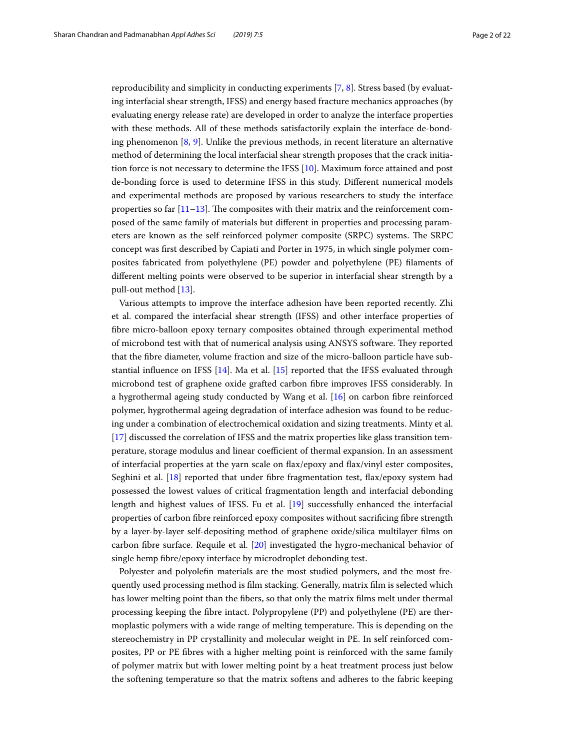reproducibility and simplicity in conducting experiments [7, 8]. Stress based (by evaluating interfacial shear strength, IFSS) and energy based fracture mechanics approaches (by evaluating energy release rate) are developed in order to analyze the interface properties with these methods. All of these methods satisfactorily explain the interface de-bonding phenomenon [8, 9]. Unlike the previous methods, in recent literature an alternative method of determining the local interfacial shear strength proposes that the crack initiation force is not necessary to determine the IFSS [10]. Maximum force attained and post de-bonding force is used to determine IFSS in this study. Different numerical models and experimental methods are proposed by various researchers to study the interface properties so far [11–13]. The composites with their matrix and the reinforcement composed of the same family of materials but different in properties and processing parameters are known as the self reinforced polymer composite (SRPC) systems. The SRPC concept was first described by Capiati and Porter in 1975, in which single polymer composites fabricated from polyethylene (PE) powder and polyethylene (PE) filaments of different melting points were observed to be superior in interfacial shear strength by a pull-out method [13].

Various attempts to improve the interface adhesion have been reported recently. Zhi et al. compared the interfacial shear strength (IFSS) and other interface properties of fibre micro-balloon epoxy ternary composites obtained through experimental method of microbond test with that of numerical analysis using ANSYS software. They reported that the fibre diameter, volume fraction and size of the micro-balloon particle have substantial influence on IFSS [14]. Ma et al. [15] reported that the IFSS evaluated through microbond test of graphene oxide grafted carbon fibre improves IFSS considerably. In a hygrothermal ageing study conducted by Wang et al. [16] on carbon fibre reinforced polymer, hygrothermal ageing degradation of interface adhesion was found to be reducing under a combination of electrochemical oxidation and sizing treatments. Minty et al. [17] discussed the correlation of IFSS and the matrix properties like glass transition temperature, storage modulus and linear coefficient of thermal expansion. In an assessment of interfacial properties at the yarn scale on flax/epoxy and flax/vinyl ester composites, Seghini et al. [18] reported that under fibre fragmentation test, flax/epoxy system had possessed the lowest values of critical fragmentation length and interfacial debonding length and highest values of IFSS. Fu et al. [19] successfully enhanced the interfacial properties of carbon fibre reinforced epoxy composites without sacrificing fibre strength by a layer-by-layer self-depositing method of graphene oxide/silica multilayer films on carbon fibre surface. Requile et al. [20] investigated the hygro-mechanical behavior of single hemp fibre/epoxy interface by microdroplet debonding test.

Polyester and polyolefin materials are the most studied polymers, and the most frequently used processing method is film stacking. Generally, matrix film is selected which has lower melting point than the fibers, so that only the matrix films melt under thermal processing keeping the fibre intact. Polypropylene (PP) and polyethylene (PE) are thermoplastic polymers with a wide range of melting temperature. This is depending on the stereochemistry in PP crystallinity and molecular weight in PE. In self reinforced composites, PP or PE fibres with a higher melting point is reinforced with the same family of polymer matrix but with lower melting point by a heat treatment process just below the softening temperature so that the matrix softens and adheres to the fabric keeping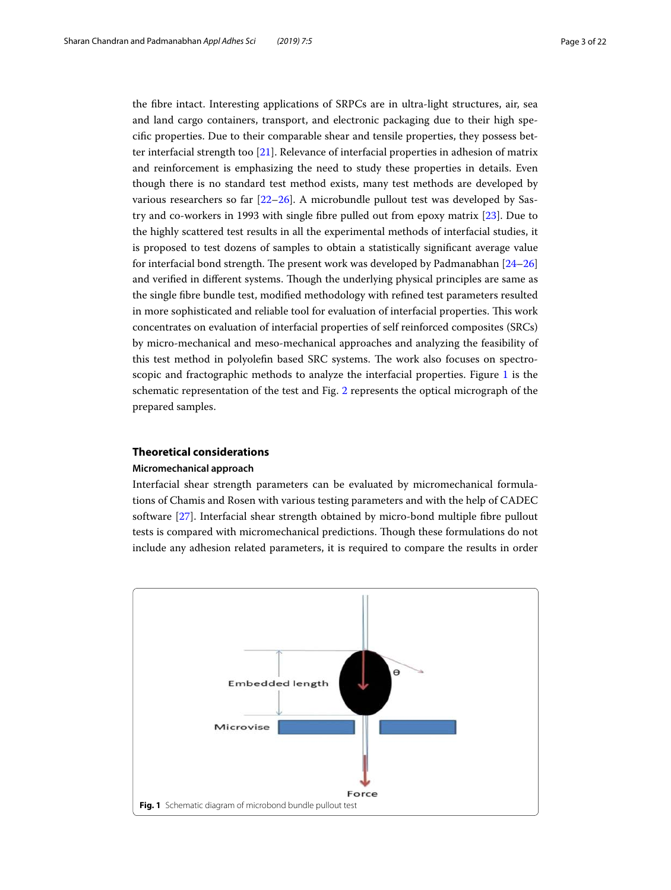the fibre intact. Interesting applications of SRPCs are in ultra-light structures, air, sea and land cargo containers, transport, and electronic packaging due to their high specific properties. Due to their comparable shear and tensile properties, they possess better interfacial strength too [21]. Relevance of interfacial properties in adhesion of matrix and reinforcement is emphasizing the need to study these properties in details. Even though there is no standard test method exists, many test methods are developed by various researchers so far [22–26]. A microbundle pullout test was developed by Sastry and co-workers in 1993 with single fibre pulled out from epoxy matrix [23]. Due to the highly scattered test results in all the experimental methods of interfacial studies, it is proposed to test dozens of samples to obtain a statistically significant average value for interfacial bond strength. The present work was developed by Padmanabhan [24–26] and verified in different systems. Though the underlying physical principles are same as the single fibre bundle test, modified methodology with refined test parameters resulted in more sophisticated and reliable tool for evaluation of interfacial properties. This work concentrates on evaluation of interfacial properties of self reinforced composites (SRCs) by micro-mechanical and meso-mechanical approaches and analyzing the feasibility of this test method in polyolefin based SRC systems. The work also focuses on spectroscopic and fractographic methods to analyze the interfacial properties. Figure 1 is the schematic representation of the test and Fig. 2 represents the optical micrograph of the prepared samples.

## Theoretical considerations

### Micromechanical approach

Interfacial shear strength parameters can be evaluated by micromechanical formulations of Chamis and Rosen with various testing parameters and with the help of CADEC software [27]. Interfacial shear strength obtained by micro-bond multiple fibre pullout tests is compared with micromechanical predictions. Though these formulations do not include any adhesion related parameters, it is required to compare the results in order

Embedded length

Microvise

Force

**Fig. 1** Schematic diagram of microbond bundle pullout test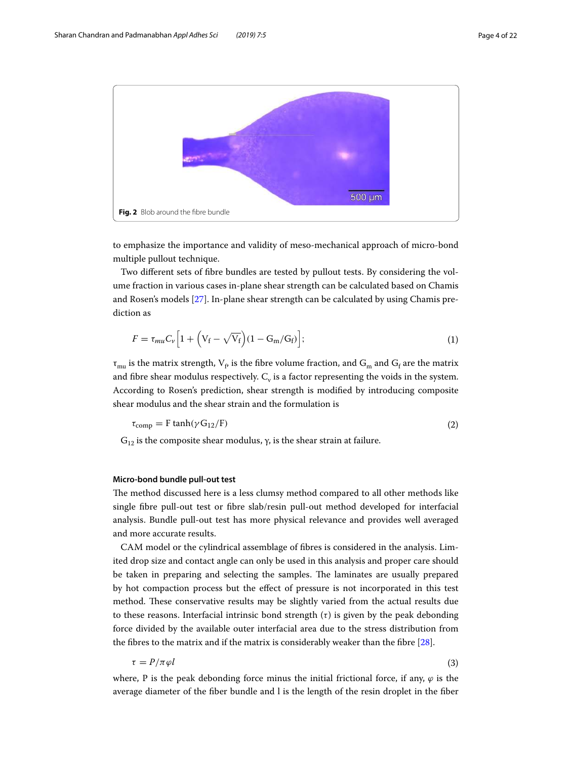Fig. 2 Blob around the fibre bundle

to emphasize the importance and validity of meso-mechanical approach of micro-bond multiple pullout technique.

Two different sets of fibre bundles are tested by pullout tests. By considering the volume fraction in various cases in-plane shear strength can be calculated based on Chamis and Rosen's models [27]. In-plane shear strength can be calculated by using Chamis prediction as

$$F = \tau_{mu} C_v \left[1 + \left(V_f - \sqrt{V_f}\right)(1 - G_m/G_f)\right]; \quad (1)$$

$\tau_{mu}$ is the matrix strength, $V_f$, is the fibre volume fraction, and $G_m$ and $G_f$ are the matrix and fibre shear modulus respectively. $C_v$ is a factor representing the voids in the system. According to Rosen's prediction, shear strength is modified by introducing composite shear modulus and the shear strain and the formulation is

$$\tau_{comp} = F \tanh(\gamma G_{12}/F) \quad (2)$$

$G_{12}$ is the composite shear modulus, γ, is the shear strain at failure.

#### Micro-bond bundle pull-out test

The method discussed here is a less clumsy method compared to all other methods like single fibre pull-out test or fibre slab/resin pull-out method developed for interfacial analysis. Bundle pull-out test has more physical relevance and provides well averaged and more accurate results.

CAM model or the cylindrical assemblage of fibres is considered in the analysis. Limited drop size and contact angle can only be used in this analysis and proper care should be taken in preparing and selecting the samples. The laminates are usually prepared by hot compaction process but the effect of pressure is not incorporated in this test method. These conservative results may be slightly varied from the actual results due to these reasons. Interfacial intrinsic bond strength (τ) is given by the peak debonding force divided by the available outer interfacial area due to the stress distribution from the fibres to the matrix and if the matrix is considerably weaker than the fibre [28].

$$\tau = P/\pi\varphi l \quad (3)$$

where, P is the peak debonding force minus the initial frictional force, if any, $\varphi$ is the average diameter of the fiber bundle and l is the length of the resin droplet in the fiber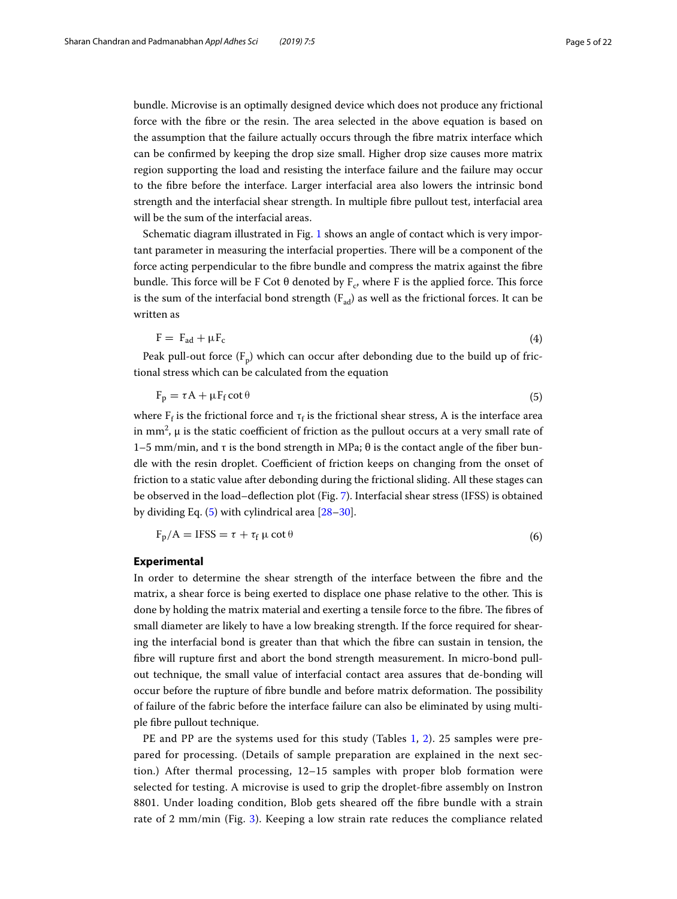bundle. Microvise is an optimally designed device which does not produce any frictional force with the fibre or the resin. The area selected in the above equation is based on the assumption that the failure actually occurs through the fibre matrix interface which can be confirmed by keeping the drop size small. Higher drop size causes more matrix region supporting the load and resisting the interface failure and the failure may occur to the fibre before the interface. Larger interfacial area also lowers the intrinsic bond strength and the interfacial shear strength. In multiple fibre pullout test, interfacial area will be the sum of the interfacial areas.

Schematic diagram illustrated in Fig. 1 shows an angle of contact which is very important parameter in measuring the interfacial properties. There will be a component of the force acting perpendicular to the fibre bundle and compress the matrix against the fibre bundle. This force will be F Cot θ denoted by $F_c$, where F is the applied force. This force is the sum of the interfacial bond strength ($F_{ad}$) as well as the frictional forces. It can be written as

$$F = F_{ad} + \mu F_c \tag{4}$$

Peak pull-out force ($F_p$) which can occur after debonding due to the build up of frictional stress which can be calculated from the equation

$$F_p = \tau A + \mu F_f \cot \theta \tag{5}$$

where $F_f$ is the frictional force and $\tau_f$ is the frictional shear stress, A is the interface area in $mm^2$, μ is the static coefficient of friction as the pullout occurs at a very small rate of 1–5 mm/min, and τ is the bond strength in MPa; θ is the contact angle of the fiber bundle with the resin droplet. Coefficient of friction keeps on changing from the onset of friction to a static value after debonding during the frictional sliding. All these stages can be observed in the load–deflection plot (Fig. 7). Interfacial shear stress (IFSS) is obtained by dividing Eq. (5) with cylindrical area [28–30].

$$F_p/A = \text{IFSS} = \tau + \tau_f \, \mu \cot \theta \tag{6}$$

## Experimental

In order to determine the shear strength of the interface between the fibre and the matrix, a shear force is being exerted to displace one phase relative to the other. This is done by holding the matrix material and exerting a tensile force to the fibre. The fibres of small diameter are likely to have a low breaking strength. If the force required for shearing the interfacial bond is greater than that which the fibre can sustain in tension, the fibre will rupture first and abort the bond strength measurement. In micro-bond pullout technique, the small value of interfacial contact area assures that de-bonding will occur before the rupture of fibre bundle and before matrix deformation. The possibility of failure of the fabric before the interface failure can also be eliminated by using multiple fibre pullout technique.

PE and PP are the systems used for this study (Tables 1, 2). 25 samples were prepared for processing. (Details of sample preparation are explained in the next section.) After thermal processing, 12–15 samples with proper blob formation were selected for testing. A microvise is used to grip the droplet-fibre assembly on Instron 8801. Under loading condition, Blob gets sheared off the fibre bundle with a strain rate of 2 mm/min (Fig. 3). Keeping a low strain rate reduces the compliance related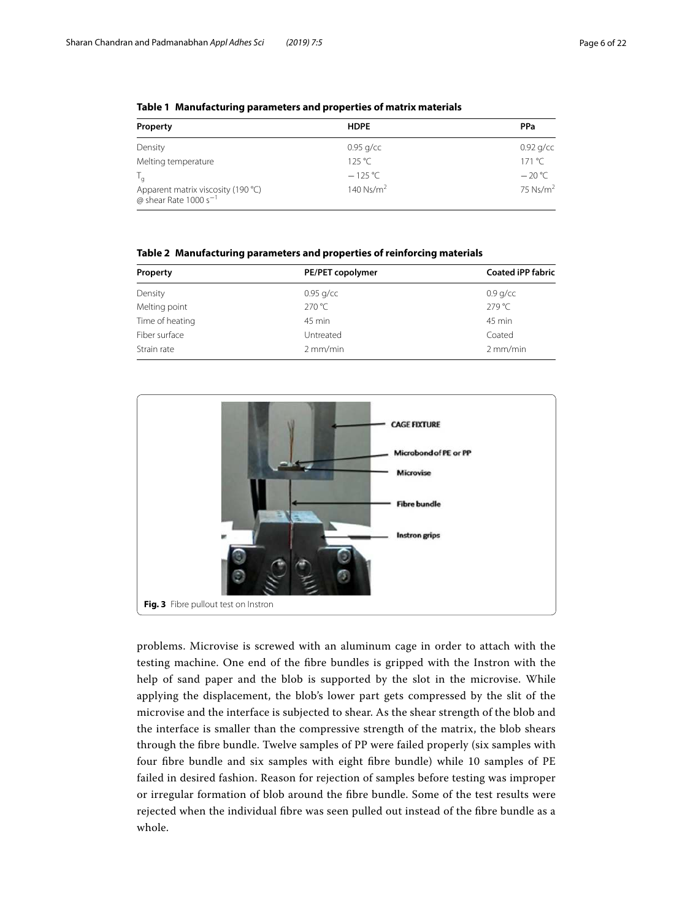**Table 1 Manufacturing parameters and properties of matrix materials**

| Property | HDPE | PPa |
|---|---|---|
| Density | 0.95 g/cc | 0.92 g/cc |
| Melting temperature | 125 °C | 171 °C |
| $T_g$ | − 125 °C | − 20 °C |
| Apparent matrix viscosity (190 °C) @ shear Rate 1000 $s^{-1}$ | 140 $Ns/m^2$ | 75 $Ns/m^2$ |

**Table 2 Manufacturing parameters and properties of reinforcing materials**

| Property | PE/PET copolymer | Coated iPP fabric |
|---|---|---|
| Density | 0.95 g/cc | 0.9 g/cc |
| Melting point | 270 °C | 279 °C |
| Time of heating | 45 min | 45 min |
| Fiber surface | Untreated | Coated |
| Strain rate | 2 mm/min | 2 mm/min |

**Fig. 3** Fibre pullout test on Instron

problems. Microvise is screwed with an aluminum cage in order to attach with the testing machine. One end of the fibre bundles is gripped with the Instron with the help of sand paper and the blob is supported by the slot in the microvise. While applying the displacement, the blob's lower part gets compressed by the slit of the microvise and the interface is subjected to shear. As the shear strength of the blob and the interface is smaller than the compressive strength of the matrix, the blob shears through the fibre bundle. Twelve samples of PP were failed properly (six samples with four fibre bundle and six samples with eight fibre bundle) while 10 samples of PE failed in desired fashion. Reason for rejection of samples before testing was improper or irregular formation of blob around the fibre bundle. Some of the test results were rejected when the individual fibre was seen pulled out instead of the fibre bundle as a whole.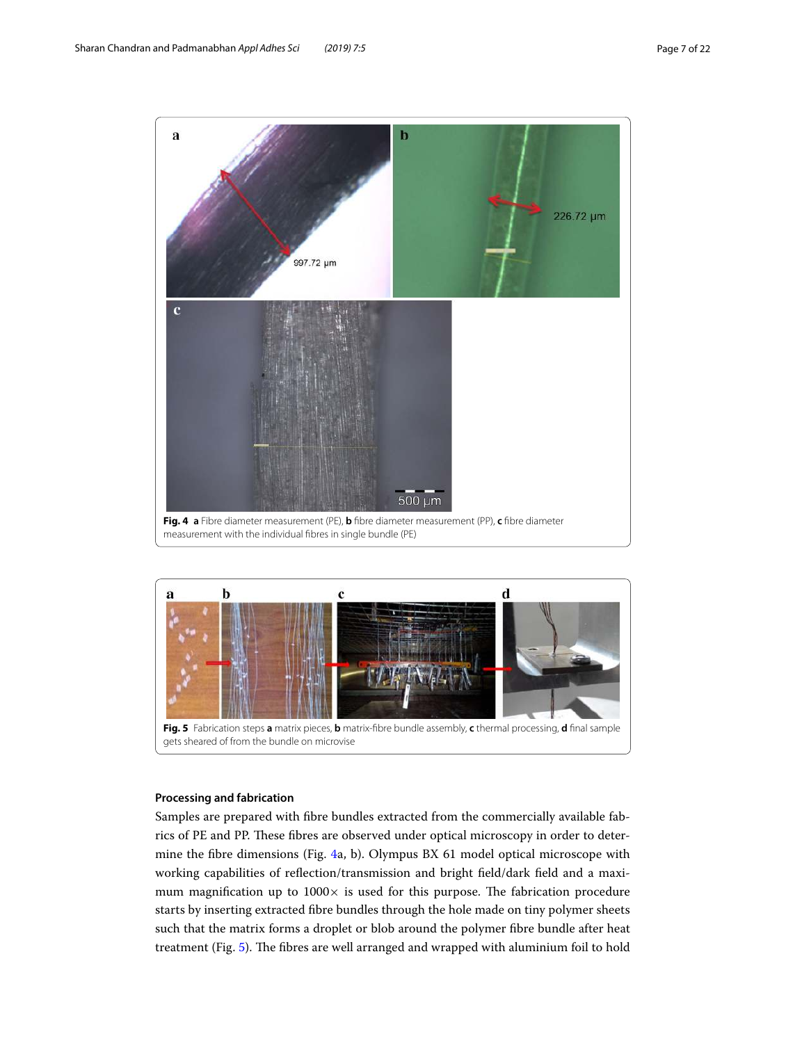**Fig. 4** **a** Fibre diameter measurement (PE), **b** fibre diameter measurement (PP), **c** fibre diameter measurement with the individual fibres in single bundle (PE)

**Fig. 5** Fabrication steps **a** matrix pieces, **b** matrix-fibre bundle assembly, **c** thermal processing, **d** final sample gets sheared of from the bundle on microvise

#### Processing and fabrication

Samples are prepared with fibre bundles extracted from the commercially available fabrics of PE and PP. These fibres are observed under optical microscopy in order to determine the fibre dimensions (Fig. 4a, b). Olympus BX 61 model optical microscope with working capabilities of reflection/transmission and bright field/dark field and a maximum magnification up to 1000× is used for this purpose. The fabrication procedure starts by inserting extracted fibre bundles through the hole made on tiny polymer sheets such that the matrix forms a droplet or blob around the polymer fibre bundle after heat treatment (Fig. 5). The fibres are well arranged and wrapped with aluminium foil to hold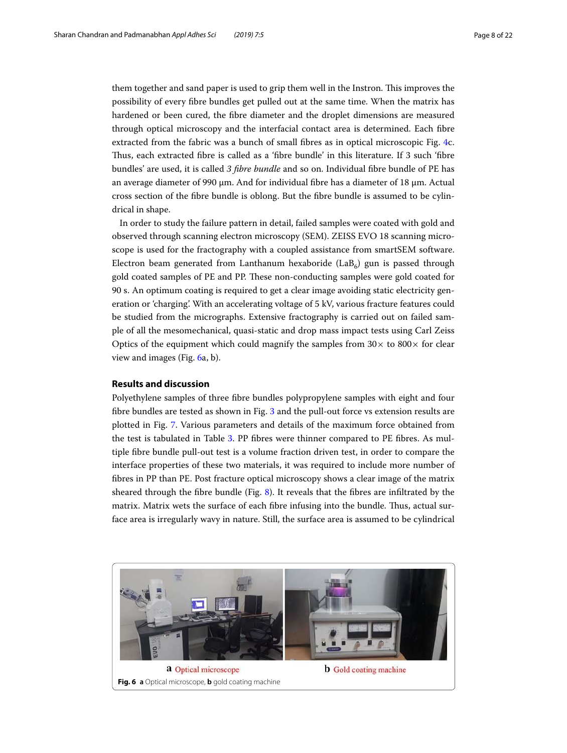them together and sand paper is used to grip them well in the Instron. This improves the possibility of every fibre bundles get pulled out at the same time. When the matrix has hardened or been cured, the fibre diameter and the droplet dimensions are measured through optical microscopy and the interfacial contact area is determined. Each fibre extracted from the fabric was a bunch of small fibres as in optical microscopic Fig. 4c. Thus, each extracted fibre is called as a 'fibre bundle' in this literature. If 3 such 'fibre bundles' are used, it is called *3 fibre bundle* and so on. Individual fibre bundle of PE has an average diameter of 990 µm. And for individual fibre has a diameter of 18 µm. Actual cross section of the fibre bundle is oblong. But the fibre bundle is assumed to be cylindrical in shape.

In order to study the failure pattern in detail, failed samples were coated with gold and observed through scanning electron microscopy (SEM). ZEISS EVO 18 scanning microscope is used for the fractography with a coupled assistance from smartSEM software. Electron beam generated from Lanthanum hexaboride ($LaB_6$) gun is passed through gold coated samples of PE and PP. These non-conducting samples were gold coated for 90 s. An optimum coating is required to get a clear image avoiding static electricity generation or 'charging'. With an accelerating voltage of 5 kV, various fracture features could be studied from the micrographs. Extensive fractography is carried out on failed sample of all the mesomechanical, quasi-static and drop mass impact tests using Carl Zeiss Optics of the equipment which could magnify the samples from 30× to 800× for clear view and images (Fig. 6a, b).

## Results and discussion

Polyethylene samples of three fibre bundles polypropylene samples with eight and four fibre bundles are tested as shown in Fig. 3 and the pull-out force vs extension results are plotted in Fig. 7. Various parameters and details of the maximum force obtained from the test is tabulated in Table 3. PP fibres were thinner compared to PE fibres. As multiple fibre bundle pull-out test is a volume fraction driven test, in order to compare the interface properties of these two materials, it was required to include more number of fibres in PP than PE. Post fracture optical microscopy shows a clear image of the matrix sheared through the fibre bundle (Fig. 8). It reveals that the fibres are infiltrated by the matrix. Matrix wets the surface of each fibre infusing into the bundle. Thus, actual surface area is irregularly wavy in nature. Still, the surface area is assumed to be cylindrical

a Optical microscope

b Gold coating machine

**Fig. 6** **a** Optical microscope, **b** gold coating machine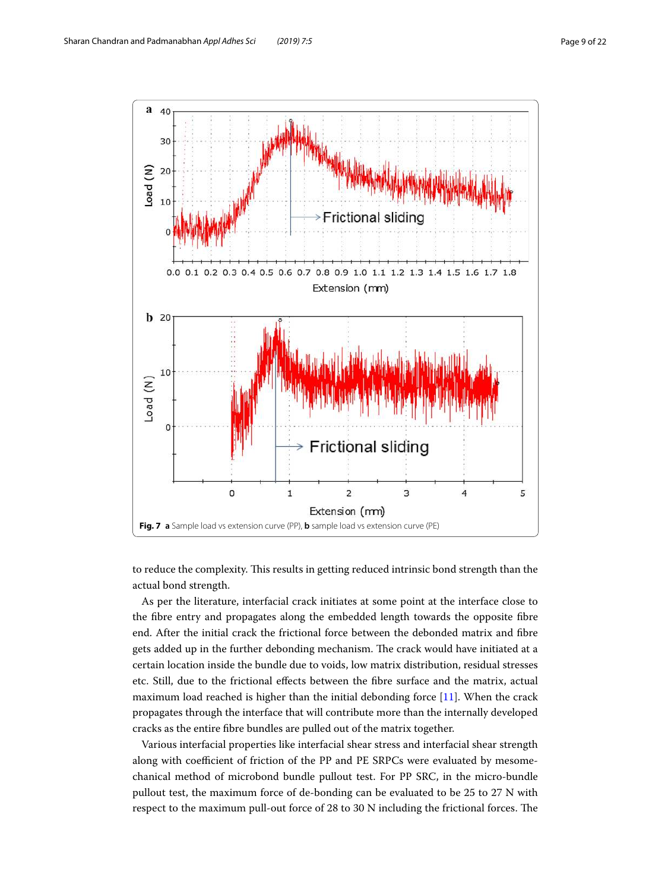Fig. 7 **a** Sample load vs extension curve (PP), **b** sample load vs extension curve (PE)

to reduce the complexity. This results in getting reduced intrinsic bond strength than the actual bond strength.

As per the literature, interfacial crack initiates at some point at the interface close to the fibre entry and propagates along the embedded length towards the opposite fibre end. After the initial crack the frictional force between the debonded matrix and fibre gets added up in the further debonding mechanism. The crack would have initiated at a certain location inside the bundle due to voids, low matrix distribution, residual stresses etc. Still, due to the frictional effects between the fibre surface and the matrix, actual maximum load reached is higher than the initial debonding force [11]. When the crack propagates through the interface that will contribute more than the internally developed cracks as the entire fibre bundles are pulled out of the matrix together.

Various interfacial properties like interfacial shear stress and interfacial shear strength along with coefficient of friction of the PP and PE SRPCs were evaluated by mesomechanical method of microbond bundle pullout test. For PP SRC, in the micro-bundle pullout test, the maximum force of de-bonding can be evaluated to be 25 to 27 N with respect to the maximum pull-out force of 28 to 30 N including the frictional forces. The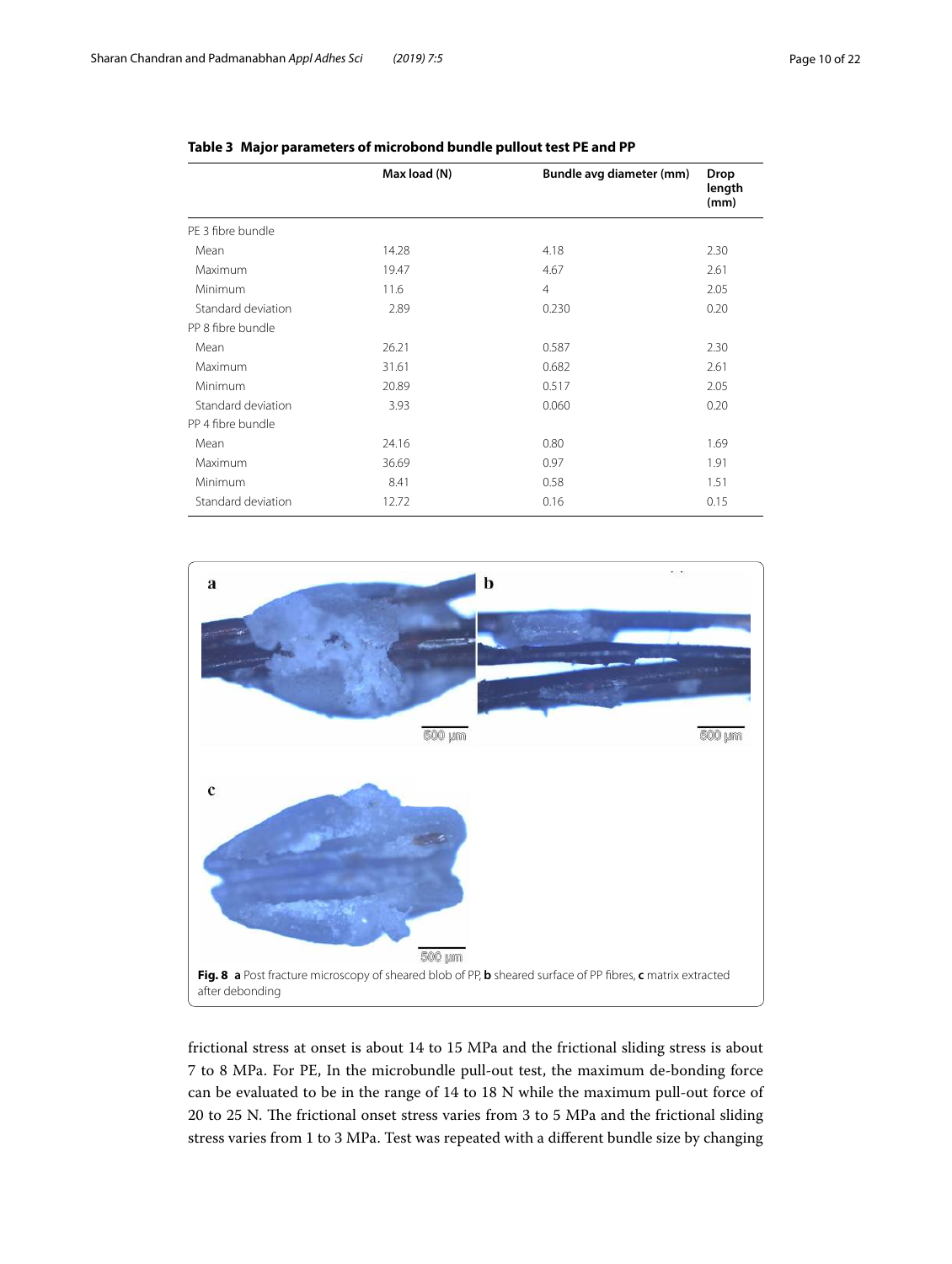**Table 3 Major parameters of microbond bundle pullout test PE and PP**

| | Max load (N) | Bundle avg diameter (mm) | Drop length (mm) |
|---|---|---|---|
| PE 3 fibre bundle | | | |
| Mean | 14.28 | 4.18 | 2.30 |
| Maximum | 19.47 | 4.67 | 2.61 |
| Minimum | 11.6 | 4 | 2.05 |
| Standard deviation | 2.89 | 0.230 | 0.20 |
| PP 8 fibre bundle | | | |
| Mean | 26.21 | 0.587 | 2.30 |
| Maximum | 31.61 | 0.682 | 2.61 |
| Minimum | 20.89 | 0.517 | 2.05 |
| Standard deviation | 3.93 | 0.060 | 0.20 |
| PP 4 fibre bundle | | | |
| Mean | 24.16 | 0.80 | 1.69 |
| Maximum | 36.69 | 0.97 | 1.91 |
| Minimum | 8.41 | 0.58 | 1.51 |
| Standard deviation | 12.72 | 0.16 | 0.15 |

**Fig. 8** **a** Post fracture microscopy of sheared blob of PP, **b** sheared surface of PP fibres, **c** matrix extracted after debonding

frictional stress at onset is about 14 to 15 MPa and the frictional sliding stress is about 7 to 8 MPa. For PE, In the microbundle pull-out test, the maximum de-bonding force can be evaluated to be in the range of 14 to 18 N while the maximum pull-out force of 20 to 25 N. The frictional onset stress varies from 3 to 5 MPa and the frictional sliding stress varies from 1 to 3 MPa. Test was repeated with a different bundle size by changing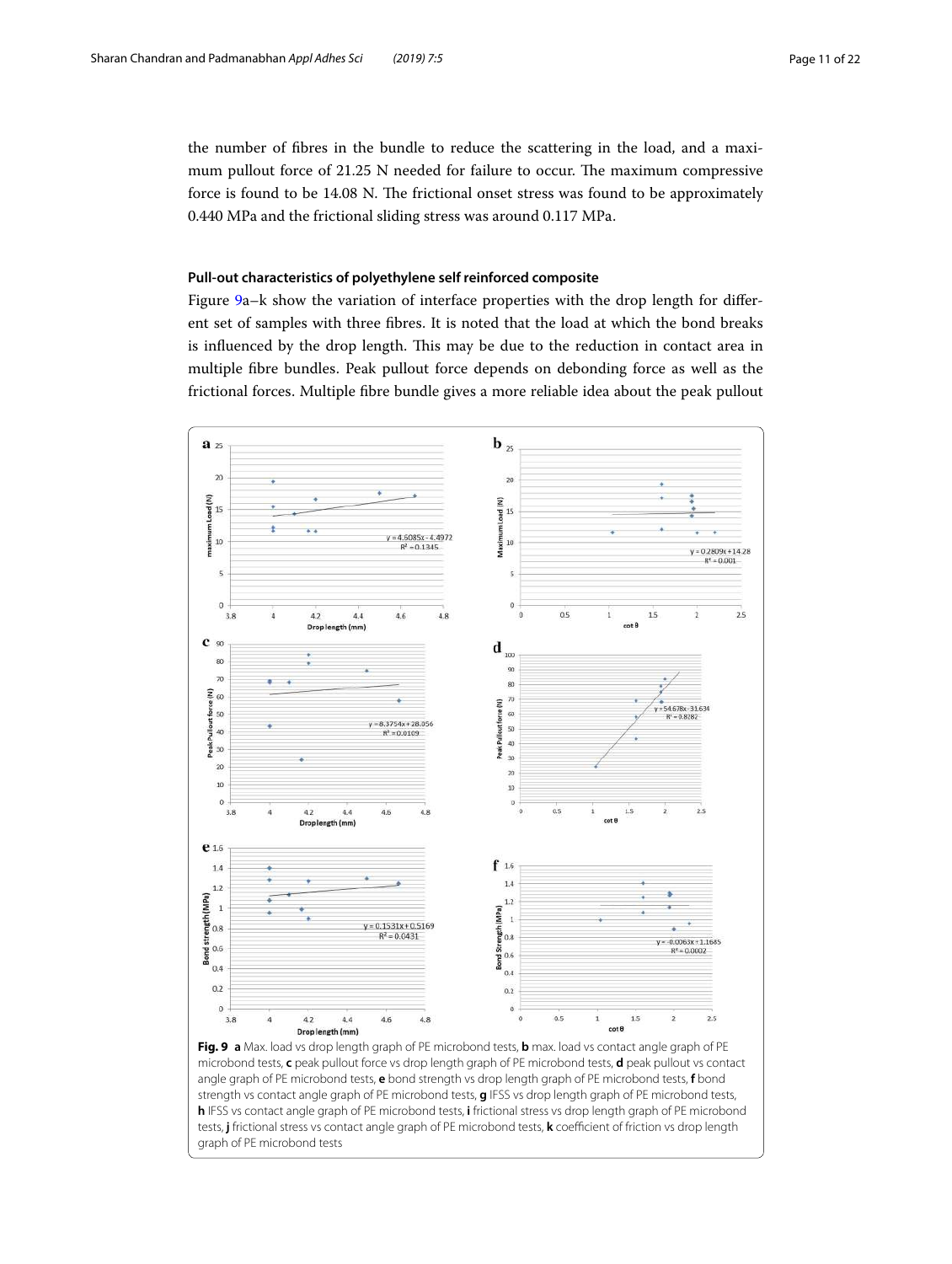the number of fibres in the bundle to reduce the scattering in the load, and a maximum pullout force of 21.25 N needed for failure to occur. The maximum compressive force is found to be 14.08 N. The frictional onset stress was found to be approximately 0.440 MPa and the frictional sliding stress was around 0.117 MPa.

### Pull-out characteristics of polyethylene self reinforced composite

Figure 9a–k show the variation of interface properties with the drop length for different set of samples with three fibres. It is noted that the load at which the bond breaks is influenced by the drop length. This may be due to the reduction in contact area in multiple fibre bundles. Peak pullout force depends on debonding force as well as the frictional forces. Multiple fibre bundle gives a more reliable idea about the peak pullout

**Fig. 9** **a** Max. load vs drop length graph of PE microbond tests, **b** max. load vs contact angle graph of PE microbond tests, **c** peak pullout force vs drop length graph of PE microbond tests, **d** peak pullout vs contact angle graph of PE microbond tests, **e** bond strength vs drop length graph of PE microbond tests, **f** bond strength vs contact angle graph of PE microbond tests, **g** IFSS vs drop length graph of PE microbond tests, **h** IFSS vs contact angle graph of PE microbond tests, **i** frictional stress vs drop length graph of PE microbond tests, **j** frictional stress vs contact angle graph of PE microbond tests, **k** coefficient of friction vs drop length graph of PE microbond tests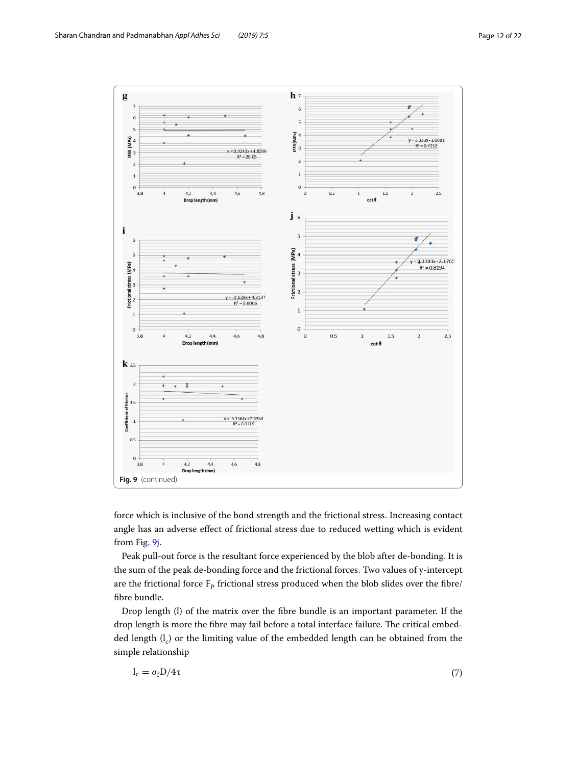Fig. 9 (continued)

force which is inclusive of the bond strength and the frictional stress. Increasing contact angle has an adverse effect of frictional stress due to reduced wetting which is evident from Fig. 9j.

Peak pull-out force is the resultant force experienced by the blob after de-bonding. It is the sum of the peak de-bonding force and the frictional forces. Two values of y-intercept are the frictional force $F_f$, frictional stress produced when the blob slides over the fibre/fibre bundle.

Drop length (l) of the matrix over the fibre bundle is an important parameter. If the drop length is more the fibre may fail before a total interface failure. The critical embedded length ($l_c$) or the limiting value of the embedded length can be obtained from the simple relationship

$$l_c = \sigma_f D/4\tau \tag{7}$$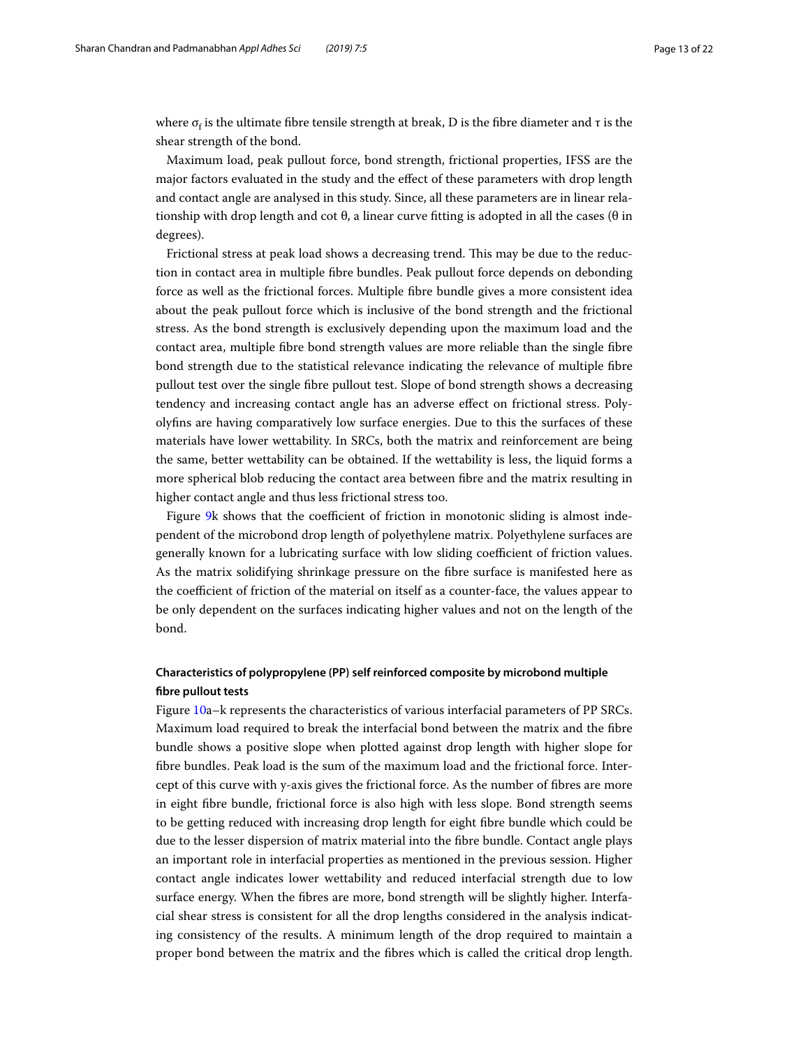where $\sigma_f$ is the ultimate fibre tensile strength at break, D is the fibre diameter and τ is the shear strength of the bond.

Maximum load, peak pullout force, bond strength, frictional properties, IFSS are the major factors evaluated in the study and the effect of these parameters with drop length and contact angle are analysed in this study. Since, all these parameters are in linear relationship with drop length and cot θ, a linear curve fitting is adopted in all the cases (θ in degrees).

Frictional stress at peak load shows a decreasing trend. This may be due to the reduction in contact area in multiple fibre bundles. Peak pullout force depends on debonding force as well as the frictional forces. Multiple fibre bundle gives a more consistent idea about the peak pullout force which is inclusive of the bond strength and the frictional stress. As the bond strength is exclusively depending upon the maximum load and the contact area, multiple fibre bond strength values are more reliable than the single fibre bond strength due to the statistical relevance indicating the relevance of multiple fibre pullout test over the single fibre pullout test. Slope of bond strength shows a decreasing tendency and increasing contact angle has an adverse effect on frictional stress. Polyolyfins are having comparatively low surface energies. Due to this the surfaces of these materials have lower wettability. In SRCs, both the matrix and reinforcement are being the same, better wettability can be obtained. If the wettability is less, the liquid forms a more spherical blob reducing the contact area between fibre and the matrix resulting in higher contact angle and thus less frictional stress too.

Figure 9k shows that the coefficient of friction in monotonic sliding is almost independent of the microbond drop length of polyethylene matrix. Polyethylene surfaces are generally known for a lubricating surface with low sliding coefficient of friction values. As the matrix solidifying shrinkage pressure on the fibre surface is manifested here as the coefficient of friction of the material on itself as a counter-face, the values appear to be only dependent on the surfaces indicating higher values and not on the length of the bond.

### Characteristics of polypropylene (PP) self reinforced composite by microbond multiple fibre pullout tests

Figure 10a–k represents the characteristics of various interfacial parameters of PP SRCs. Maximum load required to break the interfacial bond between the matrix and the fibre bundle shows a positive slope when plotted against drop length with higher slope for fibre bundles. Peak load is the sum of the maximum load and the frictional force. Intercept of this curve with y-axis gives the frictional force. As the number of fibres are more in eight fibre bundle, frictional force is also high with less slope. Bond strength seems to be getting reduced with increasing drop length for eight fibre bundle which could be due to the lesser dispersion of matrix material into the fibre bundle. Contact angle plays an important role in interfacial properties as mentioned in the previous session. Higher contact angle indicates lower wettability and reduced interfacial strength due to low surface energy. When the fibres are more, bond strength will be slightly higher. Interfacial shear stress is consistent for all the drop lengths considered in the analysis indicating consistency of the results. A minimum length of the drop required to maintain a proper bond between the matrix and the fibres which is called the critical drop length.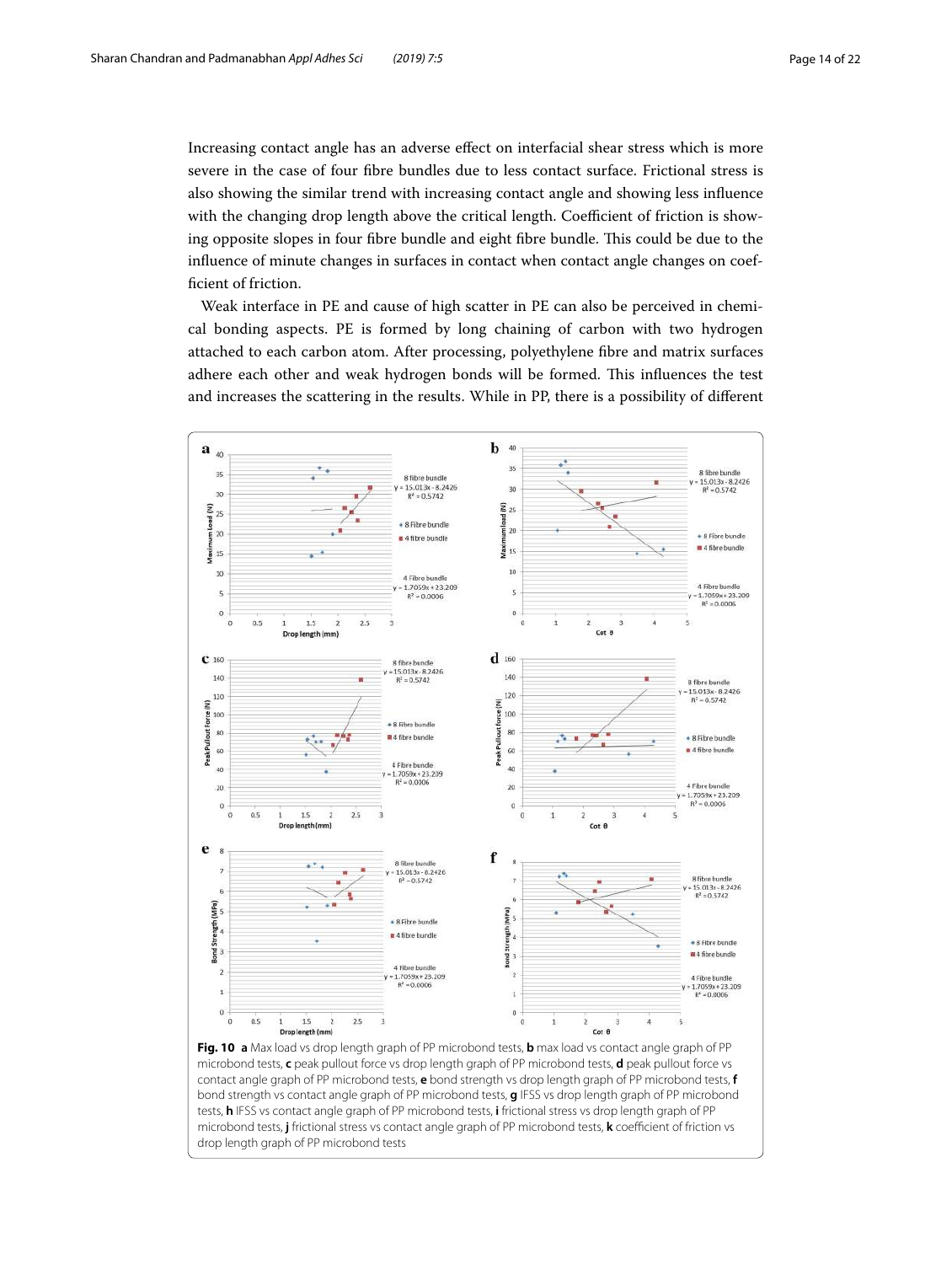Increasing contact angle has an adverse effect on interfacial shear stress which is more severe in the case of four fibre bundles due to less contact surface. Frictional stress is also showing the similar trend with increasing contact angle and showing less influence with the changing drop length above the critical length. Coefficient of friction is showing opposite slopes in four fibre bundle and eight fibre bundle. This could be due to the influence of minute changes in surfaces in contact when contact angle changes on coefficient of friction.

Weak interface in PE and cause of high scatter in PE can also be perceived in chemical bonding aspects. PE is formed by long chaining of carbon with two hydrogen attached to each carbon atom. After processing, polyethylene fibre and matrix surfaces adhere each other and weak hydrogen bonds will be formed. This influences the test and increases the scattering in the results. While in PP, there is a possibility of different

**Fig. 10** **a** Max load vs drop length graph of PP microbond tests, **b** max load vs contact angle graph of PP microbond tests, **c** peak pullout force vs drop length graph of PP microbond tests, **d** peak pullout force vs contact angle graph of PP microbond tests, **e** bond strength vs drop length graph of PP microbond tests, **f** bond strength vs contact angle graph of PP microbond tests, **g** IFSS vs drop length graph of PP microbond tests, **h** IFSS vs contact angle graph of PP microbond tests, **i** frictional stress vs drop length graph of PP microbond tests, **j** frictional stress vs contact angle graph of PP microbond tests, **k** coefficient of friction vs drop length graph of PP microbond tests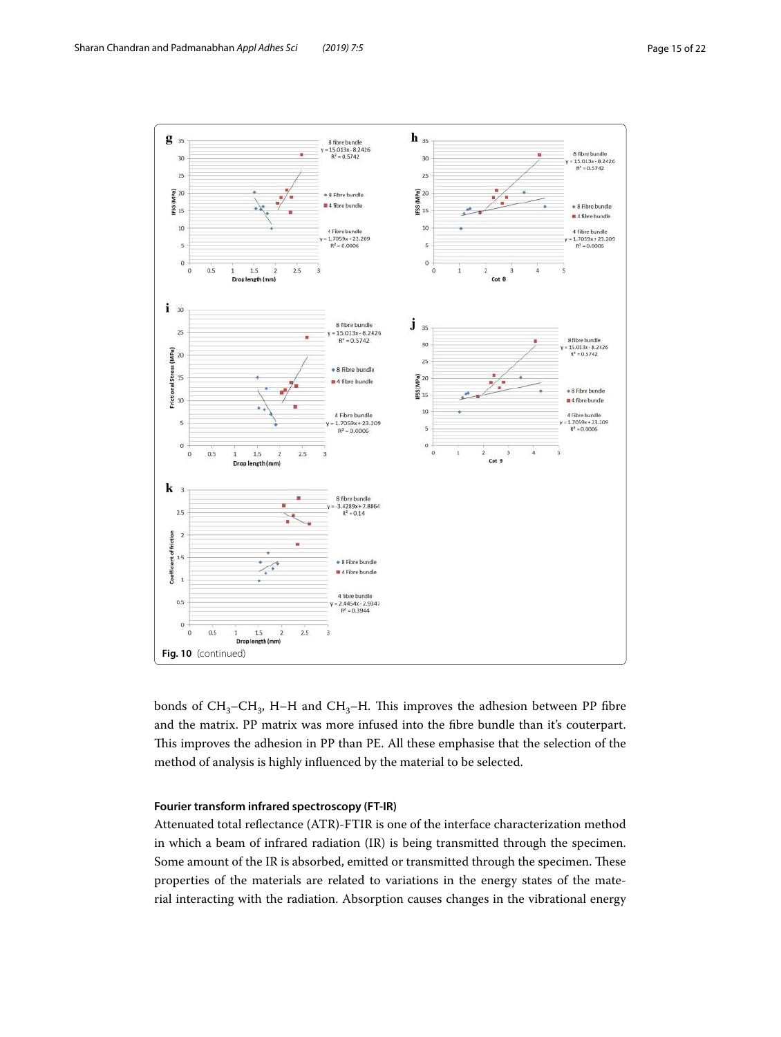Fig. 10 (continued)

bonds of $CH_3$–$CH_3$, H–H and $CH_3$–H. This improves the adhesion between PP fibre and the matrix. PP matrix was more infused into the fibre bundle than it's couterpart. This improves the adhesion in PP than PE. All these emphasise that the selection of the method of analysis is highly influenced by the material to be selected.

### Fourier transform infrared spectroscopy (FT-IR)

Attenuated total reflectance (ATR)-FTIR is one of the interface characterization method in which a beam of infrared radiation (IR) is being transmitted through the specimen. Some amount of the IR is absorbed, emitted or transmitted through the specimen. These properties of the materials are related to variations in the energy states of the material interacting with the radiation. Absorption causes changes in the vibrational energy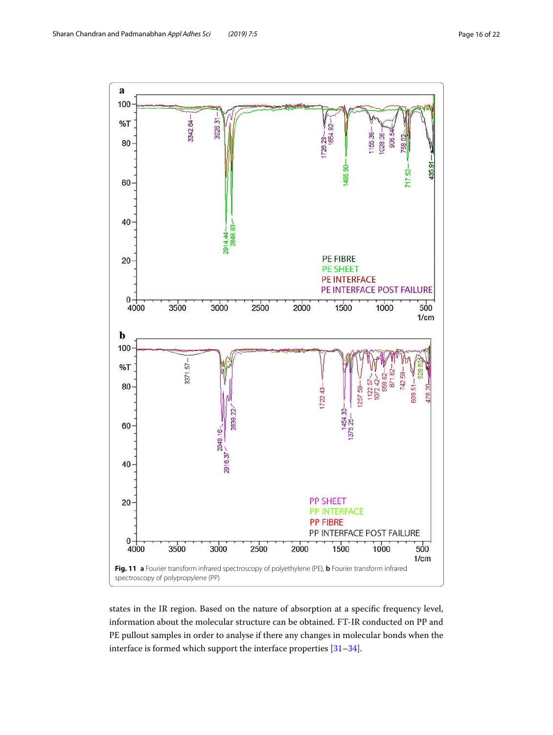**Fig. 11** **a** Fourier transform infrared spectroscopy of polyethylene (PE), **b** Fourier transform infrared spectroscopy of polypropylene (PP)

states in the IR region. Based on the nature of absorption at a specific frequency level, information about the molecular structure can be obtained. FT-IR conducted on PP and PE pullout samples in order to analyse if there any changes in molecular bonds when the interface is formed which support the interface properties [31–34].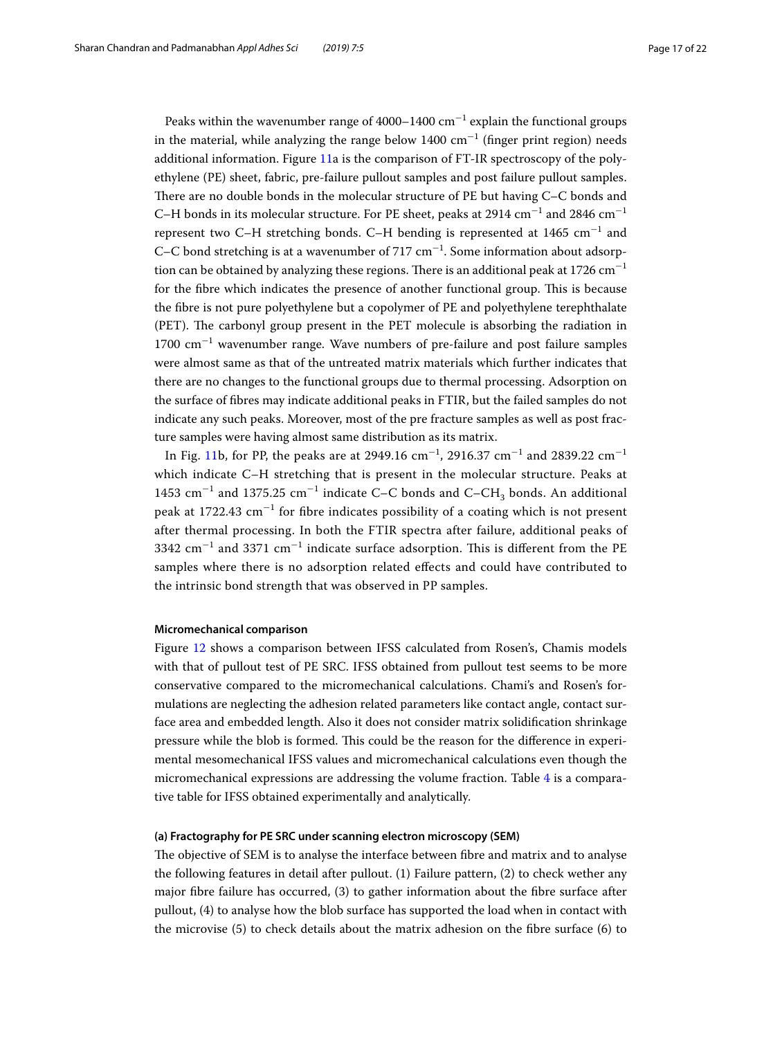Peaks within the wavenumber range of 4000–1400 $cm^{-1}$ explain the functional groups in the material, while analyzing the range below 1400 $cm^{-1}$ (finger print region) needs additional information. Figure 11a is the comparison of FT-IR spectroscopy of the polyethylene (PE) sheet, fabric, pre-failure pullout samples and post failure pullout samples. There are no double bonds in the molecular structure of PE but having C–C bonds and C–H bonds in its molecular structure. For PE sheet, peaks at 2914 $cm^{-1}$ and 2846 $cm^{-1}$ represent two C–H stretching bonds. C–H bending is represented at 1465 $cm^{-1}$ and C–C bond stretching is at a wavenumber of 717 $cm^{-1}$. Some information about adsorption can be obtained by analyzing these regions. There is an additional peak at 1726 $cm^{-1}$ for the fibre which indicates the presence of another functional group. This is because the fibre is not pure polyethylene but a copolymer of PE and polyethylene terephthalate (PET). The carbonyl group present in the PET molecule is absorbing the radiation in 1700 $cm^{-1}$ wavenumber range. Wave numbers of pre-failure and post failure samples were almost same as that of the untreated matrix materials which further indicates that there are no changes to the functional groups due to thermal processing. Adsorption on the surface of fibres may indicate additional peaks in FTIR, but the failed samples do not indicate any such peaks. Moreover, most of the pre fracture samples as well as post fracture samples were having almost same distribution as its matrix.

In Fig. 11b, for PP, the peaks are at 2949.16 $cm^{-1}$, 2916.37 $cm^{-1}$ and 2839.22 $cm^{-1}$ which indicate C–H stretching that is present in the molecular structure. Peaks at 1453 $cm^{-1}$ and 1375.25 $cm^{-1}$ indicate C–C bonds and C–$CH_3$ bonds. An additional peak at 1722.43 $cm^{-1}$ for fibre indicates possibility of a coating which is not present after thermal processing. In both the FTIR spectra after failure, additional peaks of 3342 $cm^{-1}$ and 3371 $cm^{-1}$ indicate surface adsorption. This is different from the PE samples where there is no adsorption related effects and could have contributed to the intrinsic bond strength that was observed in PP samples.

#### Micromechanical comparison

Figure 12 shows a comparison between IFSS calculated from Rosen's, Chamis models with that of pullout test of PE SRC. IFSS obtained from pullout test seems to be more conservative compared to the micromechanical calculations. Chami's and Rosen's formulations are neglecting the adhesion related parameters like contact angle, contact surface area and embedded length. Also it does not consider matrix solidification shrinkage pressure while the blob is formed. This could be the reason for the difference in experimental mesomechanical IFSS values and micromechanical calculations even though the micromechanical expressions are addressing the volume fraction. Table 4 is a comparative table for IFSS obtained experimentally and analytically.

#### (a) Fractography for PE SRC under scanning electron microscopy (SEM)

The objective of SEM is to analyse the interface between fibre and matrix and to analyse the following features in detail after pullout. (1) Failure pattern, (2) to check wether any major fibre failure has occurred, (3) to gather information about the fibre surface after pullout, (4) to analyse how the blob surface has supported the load when in contact with the microvise (5) to check details about the matrix adhesion on the fibre surface (6) to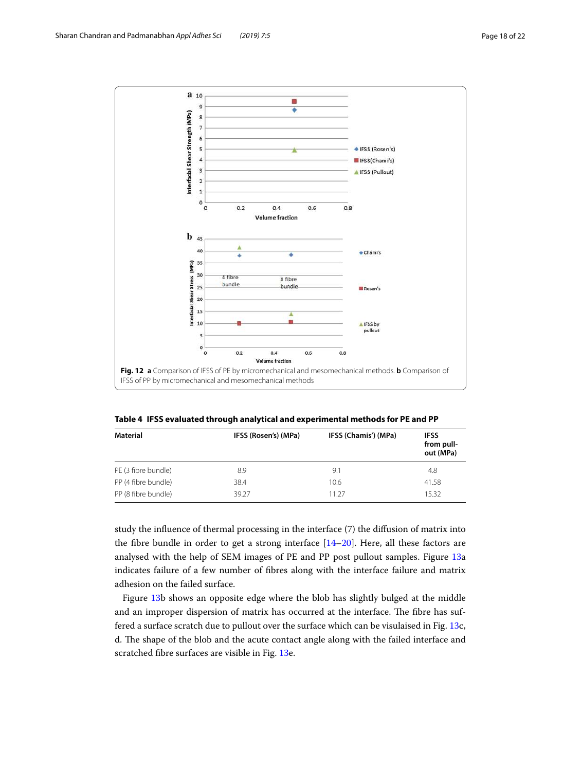**Fig. 12** **a** Comparison of IFSS of PE by micromechanical and mesomechanical methods. **b** Comparison of IFSS of PP by micromechanical and mesomechanical methods

**Table 4 IFSS evaluated through analytical and experimental methods for PE and PP**

| Material | IFSS (Rosen's) (MPa) | IFSS (Chamis') (MPa) | IFSS from pull-out (MPa) |
|---|---|---|---|
| PE (3 fibre bundle) | 8.9 | 9.1 | 4.8 |
| PP (4 fibre bundle) | 38.4 | 10.6 | 41.58 |
| PP (8 fibre bundle) | 39.27 | 11.27 | 15.32 |

study the influence of thermal processing in the interface (7) the diffusion of matrix into the fibre bundle in order to get a strong interface [14–20]. Here, all these factors are analysed with the help of SEM images of PE and PP post pullout samples. Figure 13a indicates failure of a few number of fibres along with the interface failure and matrix adhesion on the failed surface.

Figure 13b shows an opposite edge where the blob has slightly bulged at the middle and an improper dispersion of matrix has occurred at the interface. The fibre has suffered a surface scratch due to pullout over the surface which can be visualised in Fig. 13c, d. The shape of the blob and the acute contact angle along with the failed interface and scratched fibre surfaces are visible in Fig. 13e.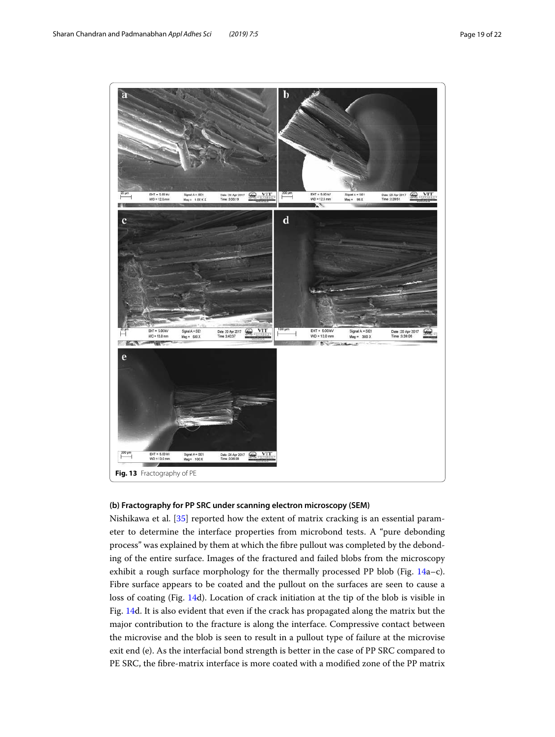Fig. 13 Fractography of PE

#### (b) Fractography for PP SRC under scanning electron microscopy (SEM)

Nishikawa et al. [35] reported how the extent of matrix cracking is an essential parameter to determine the interface properties from microbond tests. A "pure debonding process" was explained by them at which the fibre pullout was completed by the debonding of the entire surface. Images of the fractured and failed blobs from the microscopy exhibit a rough surface morphology for the thermally processed PP blob (Fig. 14a–c). Fibre surface appears to be coated and the pullout on the surfaces are seen to cause a loss of coating (Fig. 14d). Location of crack initiation at the tip of the blob is visible in Fig. 14d. It is also evident that even if the crack has propagated along the matrix but the major contribution to the fracture is along the interface. Compressive contact between the microvise and the blob is seen to result in a pullout type of failure at the microvise exit end (e). As the interfacial bond strength is better in the case of PP SRC compared to PE SRC, the fibre-matrix interface is more coated with a modified zone of the PP matrix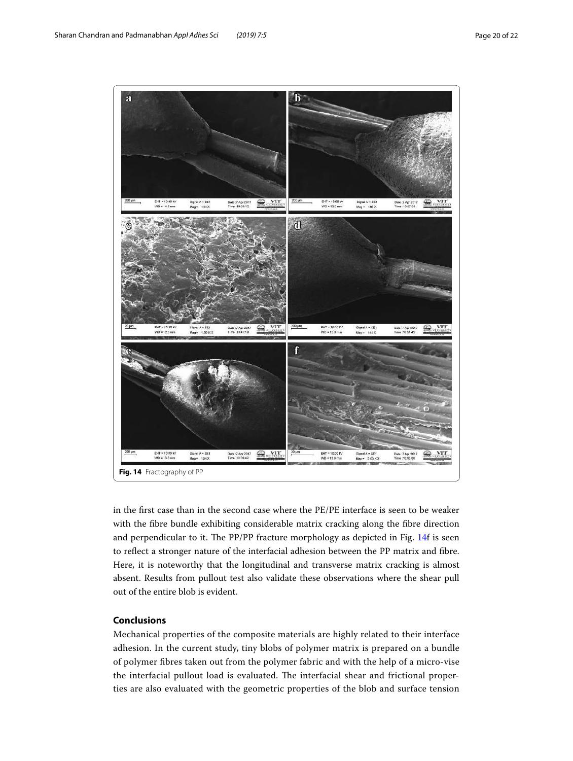Fig. 14 Fractography of PP

in the first case than in the second case where the PE/PE interface is seen to be weaker with the fibre bundle exhibiting considerable matrix cracking along the fibre direction and perpendicular to it. The PP/PP fracture morphology as depicted in Fig. 14f is seen to reflect a stronger nature of the interfacial adhesion between the PP matrix and fibre. Here, it is noteworthy that the longitudinal and transverse matrix cracking is almost absent. Results from pullout test also validate these observations where the shear pull out of the entire blob is evident.

## Conclusions

Mechanical properties of the composite materials are highly related to their interface adhesion. In the current study, tiny blobs of polymer matrix is prepared on a bundle of polymer fibres taken out from the polymer fabric and with the help of a micro-vise the interfacial pullout load is evaluated. The interfacial shear and frictional properties are also evaluated with the geometric properties of the blob and surface tension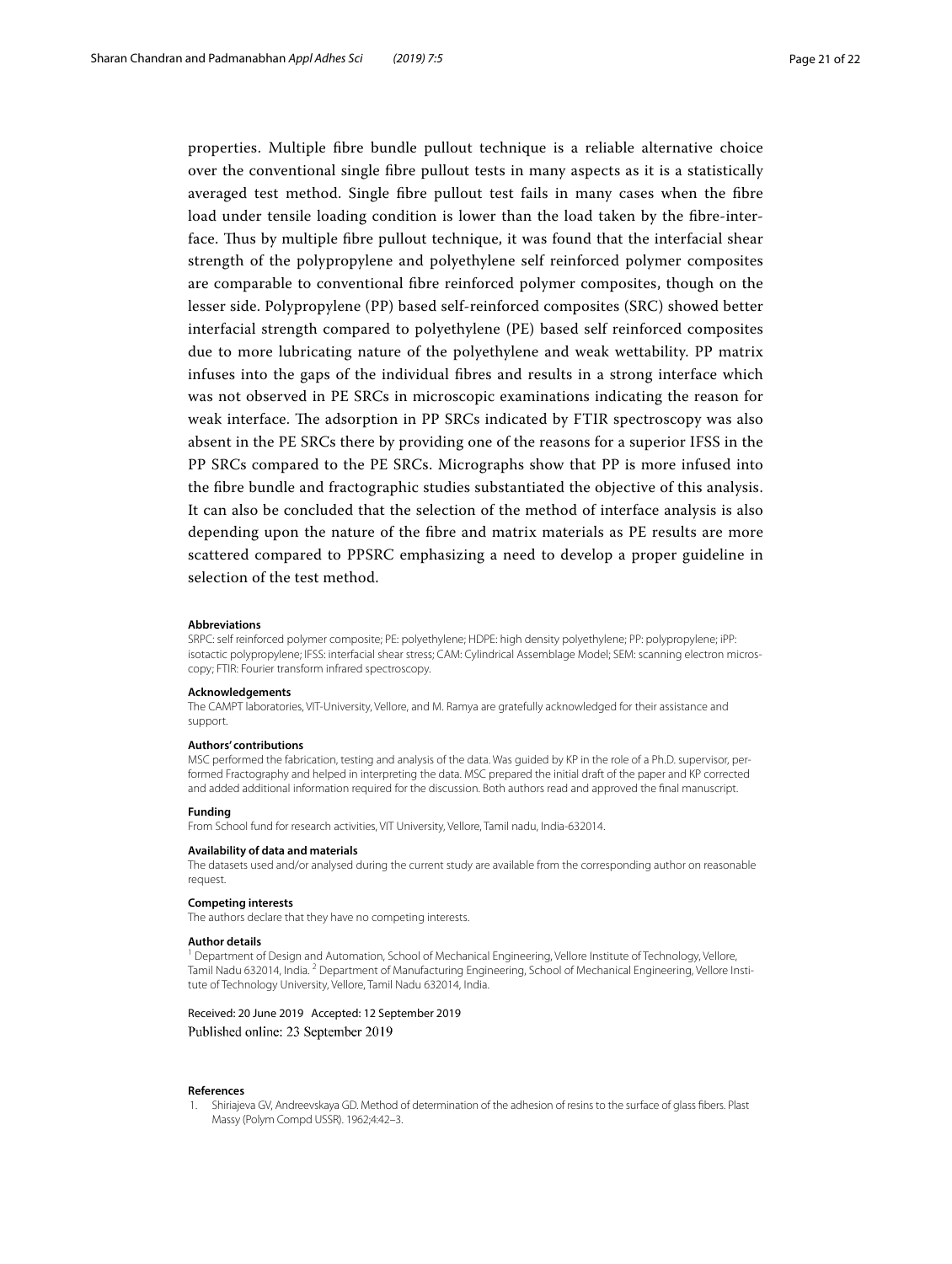properties. Multiple fibre bundle pullout technique is a reliable alternative choice over the conventional single fibre pullout tests in many aspects as it is a statistically averaged test method. Single fibre pullout test fails in many cases when the fibre load under tensile loading condition is lower than the load taken by the fibre-interface. Thus by multiple fibre pullout technique, it was found that the interfacial shear strength of the polypropylene and polyethylene self reinforced polymer composites are comparable to conventional fibre reinforced polymer composites, though on the lesser side. Polypropylene (PP) based self-reinforced composites (SRC) showed better interfacial strength compared to polyethylene (PE) based self reinforced composites due to more lubricating nature of the polyethylene and weak wettability. PP matrix infuses into the gaps of the individual fibres and results in a strong interface which was not observed in PE SRCs in microscopic examinations indicating the reason for weak interface. The adsorption in PP SRCs indicated by FTIR spectroscopy was also absent in the PE SRCs there by providing one of the reasons for a superior IFSS in the PP SRCs compared to the PE SRCs. Micrographs show that PP is more infused into the fibre bundle and fractographic studies substantiated the objective of this analysis. It can also be concluded that the selection of the method of interface analysis is also depending upon the nature of the fibre and matrix materials as PE results are more scattered compared to PPSRC emphasizing a need to develop a proper guideline in selection of the test method.

**Abbreviations**

SRPC: self reinforced polymer composite; PE: polyethylene; HDPE: high density polyethylene; PP: polypropylene; iPP: isotactic polypropylene; IFSS: interfacial shear stress; CAM: Cylindrical Assemblage Model; SEM: scanning electron microscopy; FTIR: Fourier transform infrared spectroscopy.

**Acknowledgements**

The CAMPT laboratories, VIT-University, Vellore, and M. Ramya are gratefully acknowledged for their assistance and support.

**Authors' contributions**

MSC performed the fabrication, testing and analysis of the data. Was guided by KP in the role of a Ph.D. supervisor, performed Fractography and helped in interpreting the data. MSC prepared the initial draft of the paper and KP corrected and added additional information required for the discussion. Both authors read and approved the final manuscript.

**Funding**

From School fund for research activities, VIT University, Vellore, Tamil nadu, India-632014.

**Availability of data and materials**

The datasets used and/or analysed during the current study are available from the corresponding author on reasonable request.

**Competing interests**

The authors declare that they have no competing interests.

**Author details**

[1] Department of Design and Automation, School of Mechanical Engineering, Vellore Institute of Technology, Vellore, Tamil Nadu 632014, India. [2] Department of Manufacturing Engineering, School of Mechanical Engineering, Vellore Institute of Technology University, Vellore, Tamil Nadu 632014, India.

Received: 20 June 2019 Accepted: 12 September 2019
Published online: 23 September 2019

**References**

1. Shiriajeva GV, Andreevskaya GD. Method of determination of the adhesion of resins to the surface of glass fibers. Plast Massy (Polym Compd USSR). 1962;4:42–3.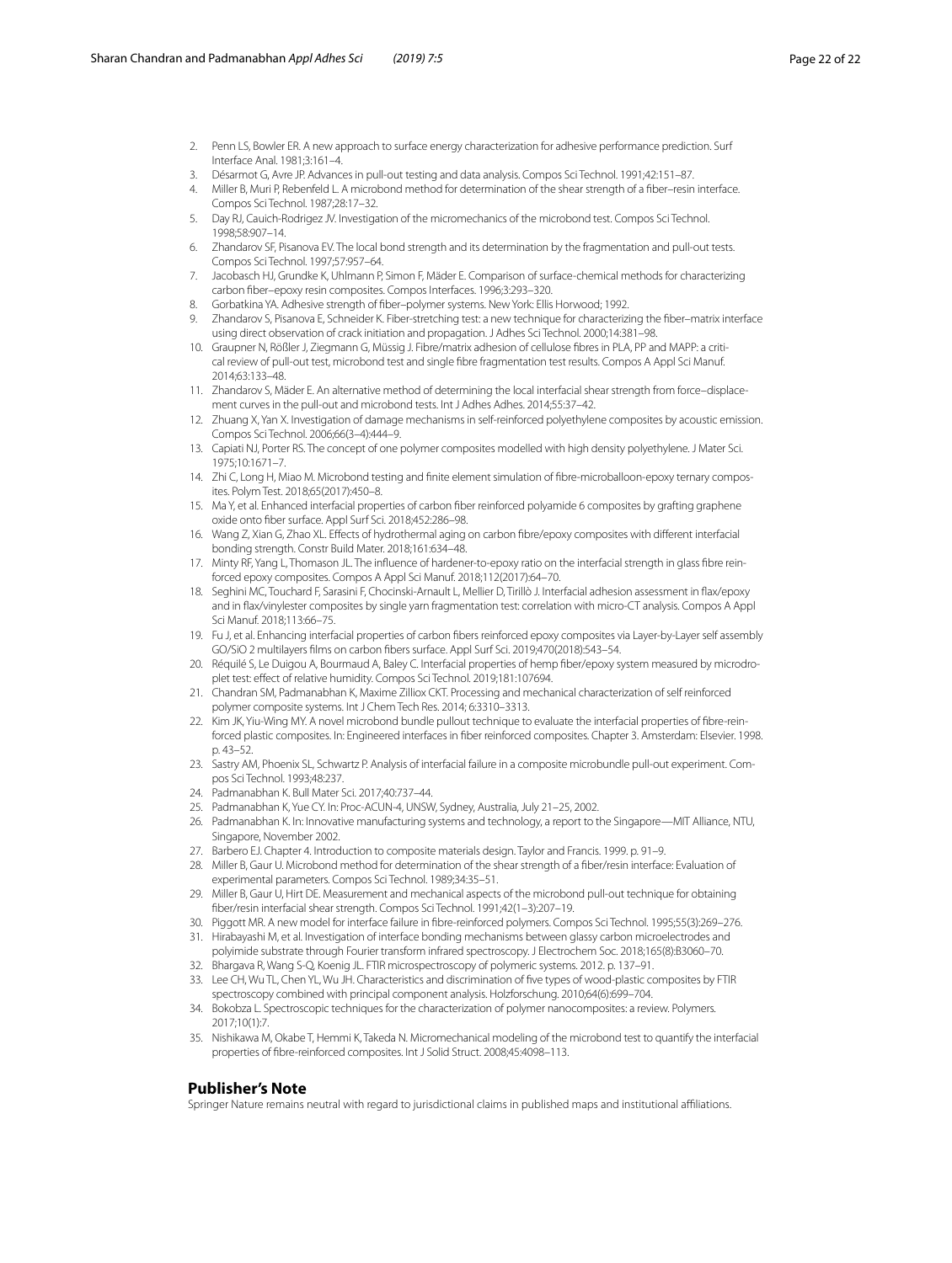2. Penn LS, Bowler ER. A new approach to surface energy characterization for adhesive performance prediction. Surf Interface Anal. 1981;3:161–4.
3. Désarmot G, Avre JP. Advances in pull-out testing and data analysis. Compos Sci Technol. 1991;42:151–87.
4. Miller B, Muri P, Rebenfeld L. A microbond method for determination of the shear strength of a fiber–resin interface. Compos Sci Technol. 1987;28:17–32.
5. Day RJ, Cauich-Rodrigez JV. Investigation of the micromechanics of the microbond test. Compos Sci Technol. 1998;58:907–14.
6. Zhandarov SF, Pisanova EV. The local bond strength and its determination by the fragmentation and pull-out tests. Compos Sci Technol. 1997;57:957–64.
7. Jacobasch HJ, Grundke K, Uhlmann P, Simon F, Mäder E. Comparison of surface-chemical methods for characterizing carbon fiber–epoxy resin composites. Compos Interfaces. 1996;3:293–320.
8. Gorbatkina YA. Adhesive strength of fiber–polymer systems. New York: Ellis Horwood; 1992.
9. Zhandarov S, Pisanova E, Schneider K. Fiber-stretching test: a new technique for characterizing the fiber–matrix interface using direct observation of crack initiation and propagation. J Adhes Sci Technol. 2000;14:381–98.
10. Graupner N, Rößler J, Ziegmann G, Müssig J. Fibre/matrix adhesion of cellulose fibres in PLA, PP and MAPP: a critical review of pull-out test, microbond test and single fibre fragmentation test results. Compos A Appl Sci Manuf. 2014;63:133–48.
11. Zhandarov S, Mäder E. An alternative method of determining the local interfacial shear strength from force–displacement curves in the pull-out and microbond tests. Int J Adhes Adhes. 2014;55:37–42.
12. Zhuang X, Yan X. Investigation of damage mechanisms in self-reinforced polyethylene composites by acoustic emission. Compos Sci Technol. 2006;66(3–4):444–9.
13. Capiati NJ, Porter RS. The concept of one polymer composites modelled with high density polyethylene. J Mater Sci. 1975;10:1671–7.
14. Zhi C, Long H, Miao M. Microbond testing and finite element simulation of fibre-microballoon-epoxy ternary composites. Polym Test. 2018;65(2017):450–8.
15. Ma Y, et al. Enhanced interfacial properties of carbon fiber reinforced polyamide 6 composites by grafting graphene oxide onto fiber surface. Appl Surf Sci. 2018;452:286–98.
16. Wang Z, Xian G, Zhao XL. Effects of hydrothermal aging on carbon fibre/epoxy composites with different interfacial bonding strength. Constr Build Mater. 2018;161:634–48.
17. Minty RF, Yang L, Thomason JL. The influence of hardener-to-epoxy ratio on the interfacial strength in glass fibre reinforced epoxy composites. Compos A Appl Sci Manuf. 2018;112(2017):64–70.
18. Seghini MC, Touchard F, Sarasini F, Chocinski-Arnault L, Mellier D, Tirillò J. Interfacial adhesion assessment in flax/epoxy and in flax/vinylester composites by single yarn fragmentation test: correlation with micro-CT analysis. Compos A Appl Sci Manuf. 2018;113:66–75.
19. Fu J, et al. Enhancing interfacial properties of carbon fibers reinforced epoxy composites via Layer-by-Layer self assembly GO/SiO 2 multilayers films on carbon fibers surface. Appl Surf Sci. 2019;470(2018):543–54.
20. Réquilé S, Le Duigou A, Bourmaud A, Baley C. Interfacial properties of hemp fiber/epoxy system measured by microdroplet test: effect of relative humidity. Compos Sci Technol. 2019;181:107694.
21. Chandran SM, Padmanabhan K, Maxime Zilliox CKT. Processing and mechanical characterization of self reinforced polymer composite systems. Int J Chem Tech Res. 2014; 6:3310–3313.
22. Kim JK, Yiu-Wing MY. A novel microbond bundle pullout technique to evaluate the interfacial properties of fibre-reinforced plastic composites. In: Engineered interfaces in fiber reinforced composites. Chapter 3. Amsterdam: Elsevier. 1998. p. 43–52.
23. Sastry AM, Phoenix SL, Schwartz P. Analysis of interfacial failure in a composite microbundle pull-out experiment. Compos Sci Technol. 1993;48:237.
24. Padmanabhan K. Bull Mater Sci. 2017;40:737–44.
25. Padmanabhan K, Yue CY. In: Proc-ACUN-4, UNSW, Sydney, Australia, July 21–25, 2002.
26. Padmanabhan K. In: Innovative manufacturing systems and technology, a report to the Singapore—MIT Alliance, NTU, Singapore, November 2002.
27. Barbero EJ. Chapter 4. Introduction to composite materials design. Taylor and Francis. 1999. p. 91–9.
28. Miller B, Gaur U. Microbond method for determination of the shear strength of a fiber/resin interface: Evaluation of experimental parameters. Compos Sci Technol. 1989;34:35–51.
29. Miller B, Gaur U, Hirt DE. Measurement and mechanical aspects of the microbond pull-out technique for obtaining fiber/resin interfacial shear strength. Compos Sci Technol. 1991;42(1–3):207–19.
30. Piggott MR. A new model for interface failure in fibre-reinforced polymers. Compos Sci Technol. 1995;55(3):269–276.
31. Hirabayashi M, et al. Investigation of interface bonding mechanisms between glassy carbon microelectrodes and polyimide substrate through Fourier transform infrared spectroscopy. J Electrochem Soc. 2018;165(8):B3060–70.
32. Bhargava R, Wang S-Q, Koenig JL. FTIR microspectroscopy of polymeric systems. 2012. p. 137–91.
33. Lee CH, Wu TL, Chen YL, Wu JH. Characteristics and discrimination of five types of wood-plastic composites by FTIR spectroscopy combined with principal component analysis. Holzforschung. 2010;64(6):699–704.
34. Bokobza L. Spectroscopic techniques for the characterization of polymer nanocomposites: a review. Polymers. 2017;10(1):7.
35. Nishikawa M, Okabe T, Hemmi K, Takeda N. Micromechanical modeling of the microbond test to quantify the interfacial properties of fibre-reinforced composites. Int J Solid Struct. 2008;45:4098–113.

## Publisher's Note

Springer Nature remains neutral with regard to jurisdictional claims in published maps and institutional affiliations.